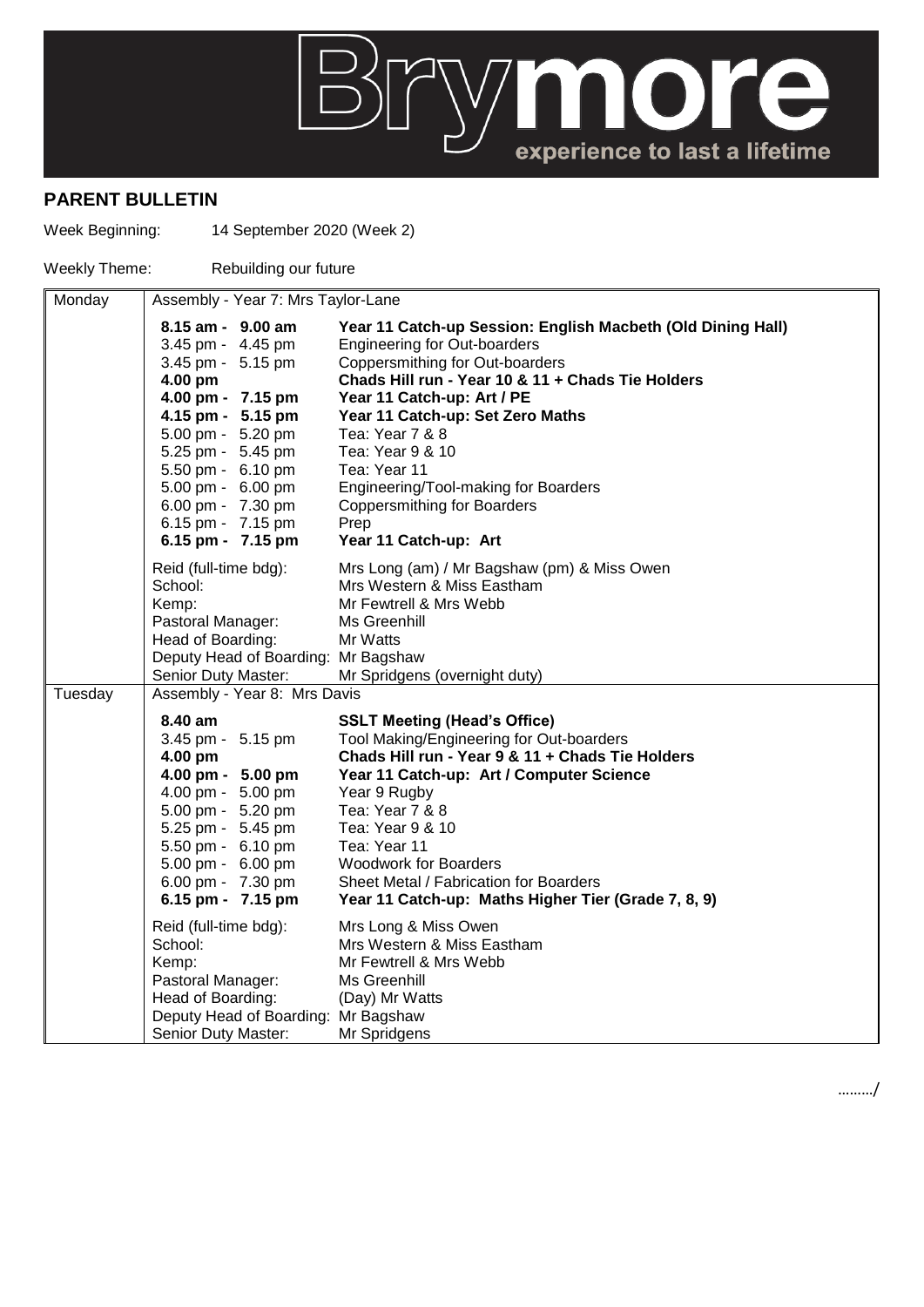Brymore — experience to last a lifetime

## PARENT BULLETIN

Week Beginning: 14 September 2020 (Week 2)

Weekly Theme: Rebuilding our future

| Day | Time / Role | Activity / Staff |
|---|---|---|
| Monday | Assembly - Year 7: Mrs Taylor-Lane | |
| | **8.15 am - 9.00 am** | **Year 11 Catch-up Session: English Macbeth (Old Dining Hall)** |
| | 3.45 pm - 4.45 pm | Engineering for Out-boarders |
| | 3.45 pm - 5.15 pm | Coppersmithing for Out-boarders |
| | **4.00 pm** | **Chads Hill run - Year 10 & 11 + Chads Tie Holders** |
| | **4.00 pm - 7.15 pm** | **Year 11 Catch-up: Art / PE** |
| | **4.15 pm - 5.15 pm** | **Year 11 Catch-up: Set Zero Maths** |
| | 5.00 pm - 5.20 pm | Tea: Year 7 & 8 |
| | 5.25 pm - 5.45 pm | Tea: Year 9 & 10 |
| | 5.50 pm - 6.10 pm | Tea: Year 11 |
| | 5.00 pm - 6.00 pm | Engineering/Tool-making for Boarders |
| | 6.00 pm - 7.30 pm | Coppersmithing for Boarders |
| | 6.15 pm - 7.15 pm | Prep |
| | **6.15 pm - 7.15 pm** | **Year 11 Catch-up: Art** |
| | Reid (full-time bdg): | Mrs Long (am) / Mr Bagshaw (pm) & Miss Owen |
| | School: | Mrs Western & Miss Eastham |
| | Kemp: | Mr Fewtrell & Mrs Webb |
| | Pastoral Manager: | Ms Greenhill |
| | Head of Boarding: | Mr Watts |
| | Deputy Head of Boarding: | Mr Bagshaw |
| | Senior Duty Master: | Mr Spridgens (overnight duty) |
| Tuesday | Assembly - Year 8: Mrs Davis | |
| | **8.40 am** | **SSLT Meeting (Head's Office)** |
| | 3.45 pm - 5.15 pm | Tool Making/Engineering for Out-boarders |
| | **4.00 pm** | **Chads Hill run - Year 9 & 11 + Chads Tie Holders** |
| | **4.00 pm - 5.00 pm** | **Year 11 Catch-up: Art / Computer Science** |
| | 4.00 pm - 5.00 pm | Year 9 Rugby |
| | 5.00 pm - 5.20 pm | Tea: Year 7 & 8 |
| | 5.25 pm - 5.45 pm | Tea: Year 9 & 10 |
| | 5.50 pm - 6.10 pm | Tea: Year 11 |
| | 5.00 pm - 6.00 pm | Woodwork for Boarders |
| | 6.00 pm - 7.30 pm | Sheet Metal / Fabrication for Boarders |
| | **6.15 pm - 7.15 pm** | **Year 11 Catch-up: Maths Higher Tier (Grade 7, 8, 9)** |
| | Reid (full-time bdg): | Mrs Long & Miss Owen |
| | School: | Mrs Western & Miss Eastham |
| | Kemp: | Mr Fewtrell & Mrs Webb |
| | Pastoral Manager: | Ms Greenhill |
| | Head of Boarding: | (Day) Mr Watts |
| | Deputy Head of Boarding: | Mr Bagshaw |
| | Senior Duty Master: | Mr Spridgens |

………/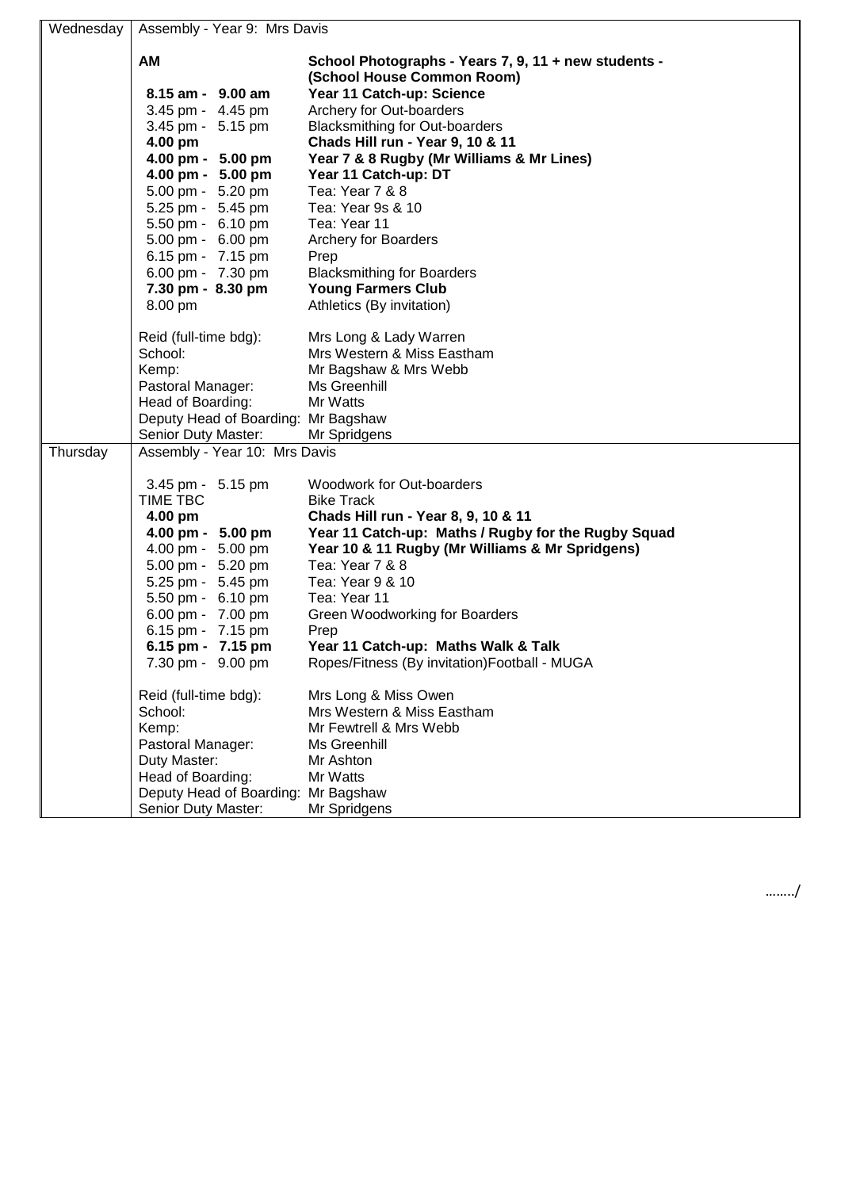| Day | Schedule | |
|---|---|---|
| Wednesday | Assembly - Year 9: Mrs Davis | |
| | **AM** | **School Photographs - Years 7, 9, 11 + new students - (School House Common Room)** |
| | **8.15 am - 9.00 am** | **Year 11 Catch-up: Science** |
| | 3.45 pm - 4.45 pm | Archery for Out-boarders |
| | 3.45 pm - 5.15 pm | Blacksmithing for Out-boarders |
| | **4.00 pm** | **Chads Hill run - Year 9, 10 & 11** |
| | **4.00 pm - 5.00 pm** | **Year 7 & 8 Rugby (Mr Williams & Mr Lines)** |
| | **4.00 pm - 5.00 pm** | **Year 11 Catch-up: DT** |
| | 5.00 pm - 5.20 pm | Tea: Year 7 & 8 |
| | 5.25 pm - 5.45 pm | Tea: Year 9s & 10 |
| | 5.50 pm - 6.10 pm | Tea: Year 11 |
| | 5.00 pm - 6.00 pm | Archery for Boarders |
| | 6.15 pm - 7.15 pm | Prep |
| | 6.00 pm - 7.30 pm | Blacksmithing for Boarders |
| | **7.30 pm - 8.30 pm** | **Young Farmers Club** |
| | 8.00 pm | Athletics (By invitation) |
| | Reid (full-time bdg): | Mrs Long & Lady Warren |
| | School: | Mrs Western & Miss Eastham |
| | Kemp: | Mr Bagshaw & Mrs Webb |
| | Pastoral Manager: | Ms Greenhill |
| | Head of Boarding: | Mr Watts |
| | Deputy Head of Boarding: | Mr Bagshaw |
| | Senior Duty Master: | Mr Spridgens |
| Thursday | Assembly - Year 10: Mrs Davis | |
| | 3.45 pm - 5.15 pm | Woodwork for Out-boarders |
| | TIME TBC | Bike Track |
| | **4.00 pm** | **Chads Hill run - Year 8, 9, 10 & 11** |
| | **4.00 pm - 5.00 pm** | **Year 11 Catch-up: Maths / Rugby for the Rugby Squad** |
| | 4.00 pm - 5.00 pm | **Year 10 & 11 Rugby (Mr Williams & Mr Spridgens)** |
| | 5.00 pm - 5.20 pm | Tea: Year 7 & 8 |
| | 5.25 pm - 5.45 pm | Tea: Year 9 & 10 |
| | 5.50 pm - 6.10 pm | Tea: Year 11 |
| | 6.00 pm - 7.00 pm | Green Woodworking for Boarders |
| | 6.15 pm - 7.15 pm | Prep |
| | **6.15 pm - 7.15 pm** | **Year 11 Catch-up: Maths Walk & Talk** |
| | 7.30 pm - 9.00 pm | Ropes/Fitness (By invitation)Football - MUGA |
| | Reid (full-time bdg): | Mrs Long & Miss Owen |
| | School: | Mrs Western & Miss Eastham |
| | Kemp: | Mr Fewtrell & Mrs Webb |
| | Pastoral Manager: | Ms Greenhill |
| | Duty Master: | Mr Ashton |
| | Head of Boarding: | Mr Watts |
| | Deputy Head of Boarding: | Mr Bagshaw |
| | Senior Duty Master: | Mr Spridgens |

……../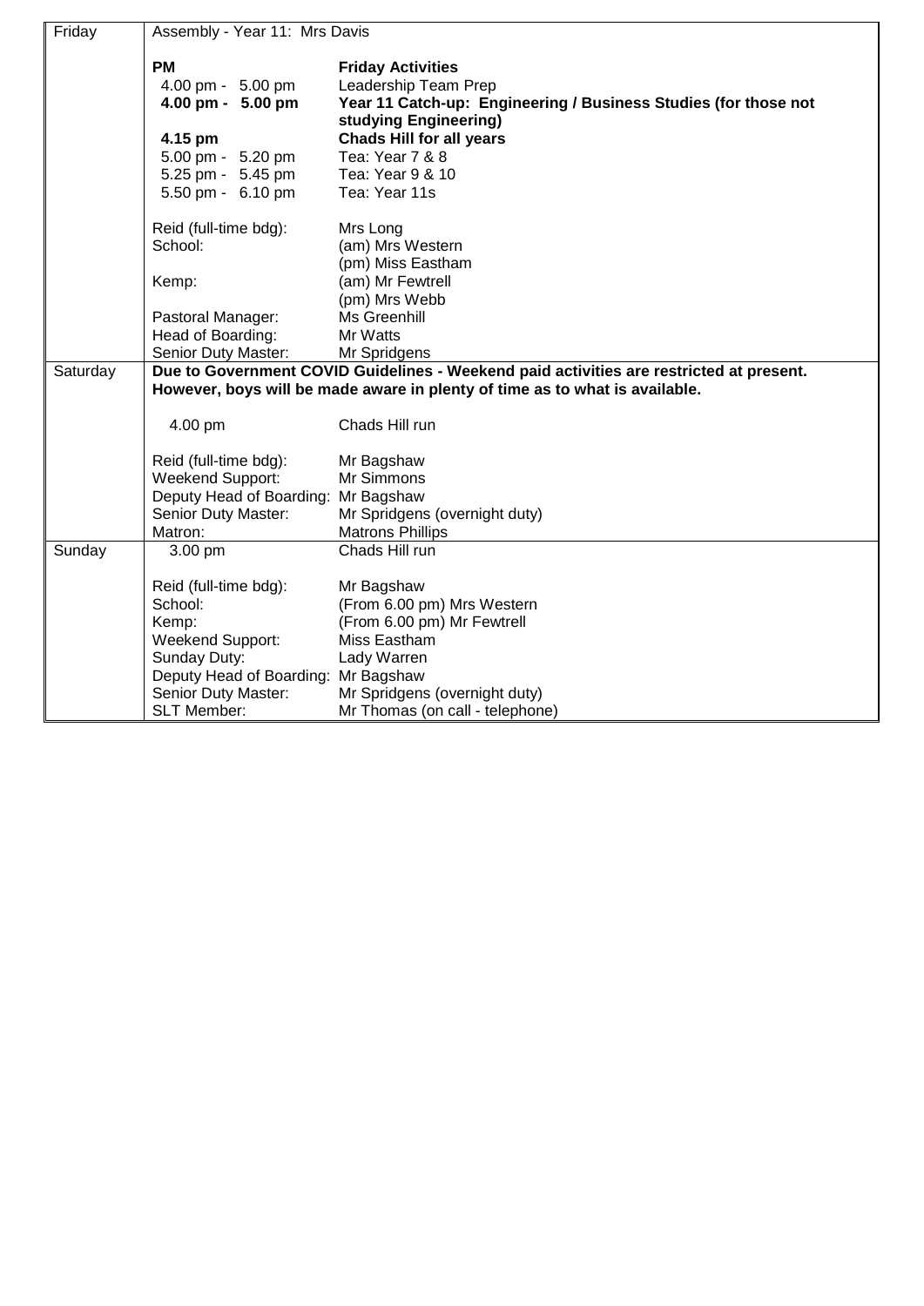| | | |
|---|---|---|
| Friday | Assembly - Year 11: Mrs Davis | |
| | **PM** | **Friday Activities** |
| | 4.00 pm - 5.00 pm | Leadership Team Prep |
| | **4.00 pm - 5.00 pm** | **Year 11 Catch-up: Engineering / Business Studies (for those not studying Engineering)** |
| | **4.15 pm** | **Chads Hill for all years** |
| | 5.00 pm - 5.20 pm | Tea: Year 7 & 8 |
| | 5.25 pm - 5.45 pm | Tea: Year 9 & 10 |
| | 5.50 pm - 6.10 pm | Tea: Year 11s |
| | Reid (full-time bdg): | Mrs Long |
| | School: | (am) Mrs Western<br>(pm) Miss Eastham |
| | Kemp: | (am) Mr Fewtrell<br>(pm) Mrs Webb |
| | Pastoral Manager: | Ms Greenhill |
| | Head of Boarding: | Mr Watts |
| | Senior Duty Master: | Mr Spridgens |
| Saturday | **Due to Government COVID Guidelines - Weekend paid activities are restricted at present. However, boys will be made aware in plenty of time as to what is available.** | |
| | 4.00 pm | Chads Hill run |
| | Reid (full-time bdg): | Mr Bagshaw |
| | Weekend Support: | Mr Simmons |
| | Deputy Head of Boarding: | Mr Bagshaw |
| | Senior Duty Master: | Mr Spridgens (overnight duty) |
| | Matron: | Matrons Phillips |
| Sunday | 3.00 pm | Chads Hill run |
| | Reid (full-time bdg): | Mr Bagshaw |
| | School: | (From 6.00 pm) Mrs Western |
| | Kemp: | (From 6.00 pm) Mr Fewtrell |
| | Weekend Support: | Miss Eastham |
| | Sunday Duty: | Lady Warren |
| | Deputy Head of Boarding: | Mr Bagshaw |
| | Senior Duty Master: | Mr Spridgens (overnight duty) |
| | SLT Member: | Mr Thomas (on call - telephone) |